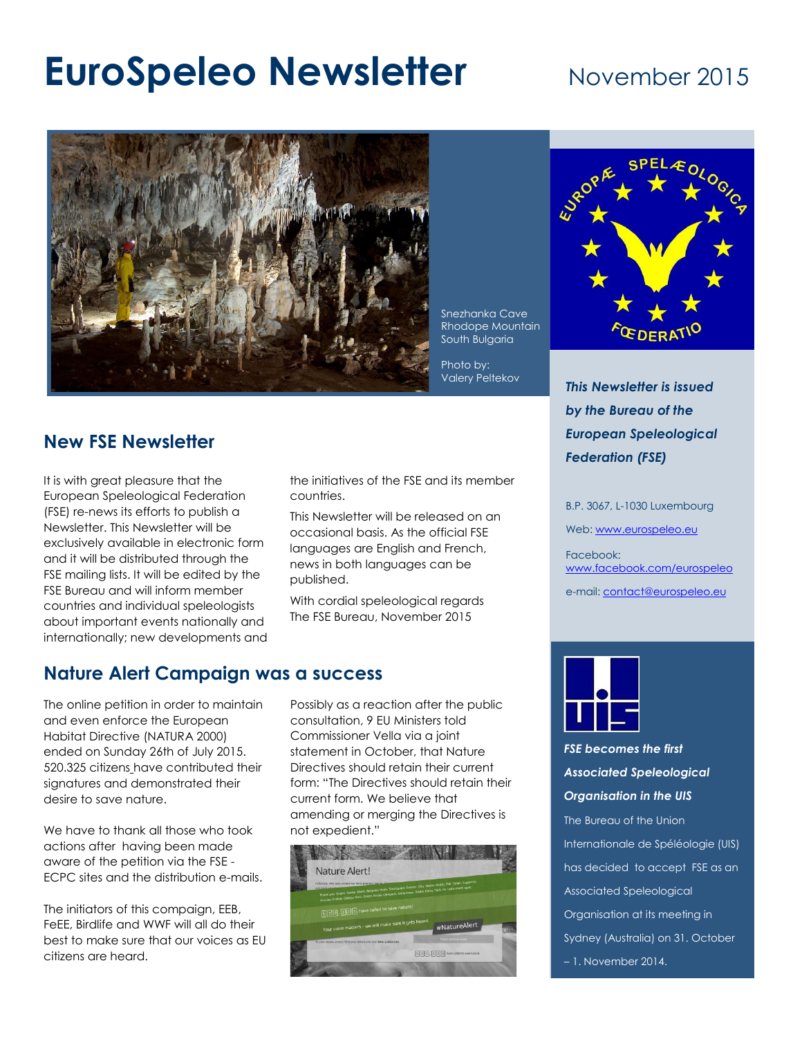# EuroSpeleo Newsletter

November 2015

Snezhanka Cave
Rhodope Mountain
South Bulgaria

Photo by:
Valery Peltekov

***This Newsletter is issued by the Bureau of the European Speleological Federation (FSE)***

B.P. 3067, L-1030 Luxembourg

Web: www.eurospeleo.eu

Facebook: www.facebook.com/eurospeleo

e-mail: contact@eurospeleo.eu

## New FSE Newsletter

It is with great pleasure that the European Speleological Federation (FSE) re-news its efforts to publish a Newsletter. This Newsletter will be exclusively available in electronic form and it will be distributed through the FSE mailing lists. It will be edited by the FSE Bureau and will inform member countries and individual speleologists about important events nationally and internationally; new developments and the initiatives of the FSE and its member countries.

This Newsletter will be released on an occasional basis. As the official FSE languages are English and French, news in both languages can be published.

With cordial speleological regards
The FSE Bureau, November 2015

## Nature Alert Campaign was a success

The online petition in order to maintain and even enforce the European Habitat Directive (NATURA 2000) ended on Sunday 26th of July 2015. 520.325 citizens have contributed their signatures and demonstrated their desire to save nature.

We have to thank all those who took actions after having been made aware of the petition via the FSE - ECPC sites and the distribution e-mails.

The initiators of this compaign, EEB, FeEE, Birdlife and WWF will all do their best to make sure that our voices as EU citizens are heard.

Possibly as a reaction after the public consultation, 9 EU Ministers told Commissioner Vella via a joint statement in October, that Nature Directives should retain their current form: "The Directives should retain their current form. We believe that amending or merging the Directives is not expedient."

***FSE becomes the first Associated Speleological Organisation in the UIS***

The Bureau of the Union Internationale de Spéléologie (UIS) has decided to accept FSE as an Associated Speleological Organisation at its meeting in Sydney (Australia) on 31. October – 1. November 2014.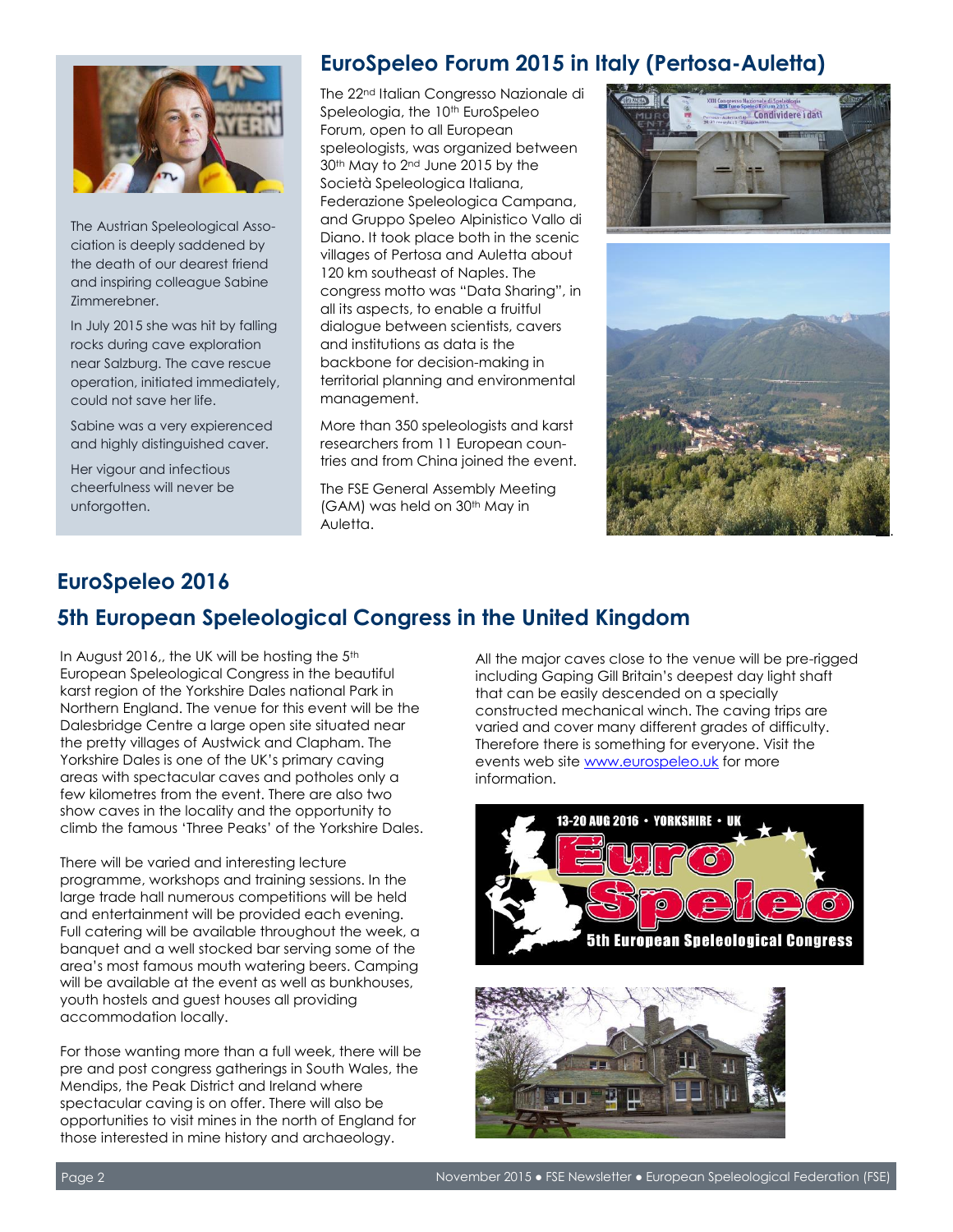The Austrian Speleological Association is deeply saddened by the death of our dearest friend and inspiring colleague Sabine Zimmerebner.

In July 2015 she was hit by falling rocks during cave exploration near Salzburg. The cave rescue operation, initiated immediately, could not save her life.

Sabine was a very experienced and highly distinguished caver.

Her vigour and infectious cheerfulness will never be unforgotten.

## EuroSpeleo Forum 2015 in Italy (Pertosa-Auletta)

The 22nd Italian Congresso Nazionale di Speleologia, the 10th EuroSpeleo Forum, open to all European speleologists, was organized between 30th May to 2nd June 2015 by the Società Speleologica Italiana, Federazione Speleologica Campana, and Gruppo Speleo Alpinistico Vallo di Diano. It took place both in the scenic villages of Pertosa and Auletta about 120 km southeast of Naples. The congress motto was "Data Sharing", in all its aspects, to enable a fruitful dialogue between scientists, cavers and institutions as data is the backbone for decision-making in territorial planning and environmental management.

More than 350 speleologists and karst researchers from 11 European countries and from China joined the event.

The FSE General Assembly Meeting (GAM) was held on 30th May in Auletta.

## EuroSpeleo 2016

## 5th European Speleological Congress in the United Kingdom

In August 2016,, the UK will be hosting the 5th European Speleological Congress in the beautiful karst region of the Yorkshire Dales national Park in Northern England. The venue for this event will be the Dalesbridge Centre a large open site situated near the pretty villages of Austwick and Clapham. The Yorkshire Dales is one of the UK's primary caving areas with spectacular caves and potholes only a few kilometres from the event. There are also two show caves in the locality and the opportunity to climb the famous 'Three Peaks' of the Yorkshire Dales.

There will be varied and interesting lecture programme, workshops and training sessions. In the large trade hall numerous competitions will be held and entertainment will be provided each evening. Full catering will be available throughout the week, a banquet and a well stocked bar serving some of the area's most famous mouth watering beers. Camping will be available at the event as well as bunkhouses, youth hostels and guest houses all providing accommodation locally.

For those wanting more than a full week, there will be pre and post congress gatherings in South Wales, the Mendips, the Peak District and Ireland where spectacular caving is on offer. There will also be opportunities to visit mines in the north of England for those interested in mine history and archaeology.

All the major caves close to the venue will be pre-rigged including Gaping Gill Britain's deepest day light shaft that can be easily descended on a specially constructed mechanical winch. The caving trips are varied and cover many different grades of difficulty. Therefore there is something for everyone. Visit the events web site www.eurospeleo.uk for more information.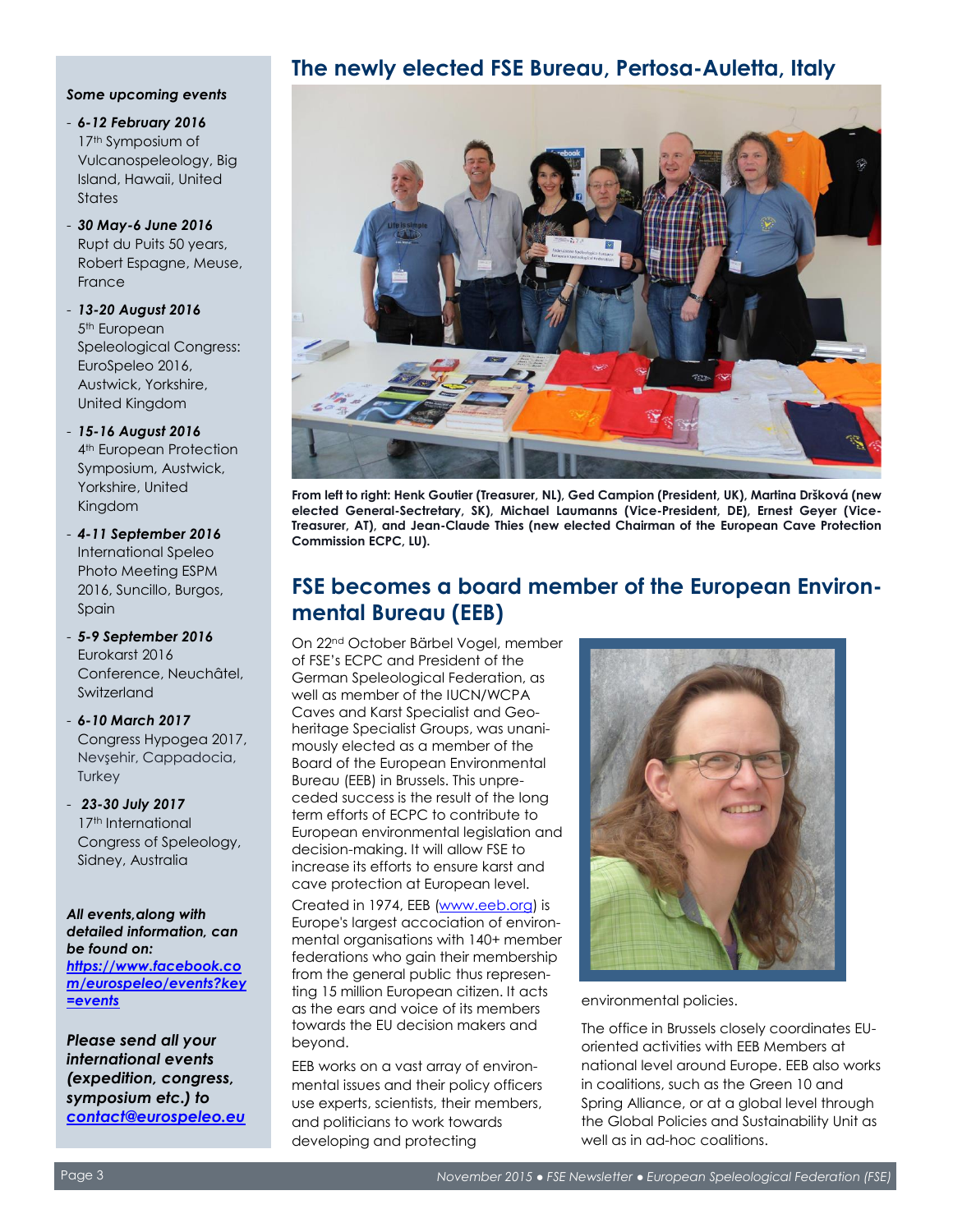## The newly elected FSE Bureau, Pertosa-Auletta, Italy

**From left to right: Henk Goutier (Treasurer, NL), Ged Campion (President, UK), Martina Childs Dršková (new elected General-Sectretary, SK), Michael Laumanns (Vice-President, DE), Ernest Geyer (Vice-Treasurer, AT), and Jean-Claude Thies (new elected Chairman of the European Cave Protection Commission ECPC, LU).**

## FSE becomes a board member of the European Environmental Bureau (EEB)

On 22nd October Bärbel Vogel, member of FSE's ECPC and President of the German Speleological Federation, as well as member of the IUCN/WCPA Caves and Karst Specialist and Geoheritage Specialist Groups, was unanimously elected as a member of the Board of the European Environmental Bureau (EEB) in Brussels. This unpreceded success is the result of the long term efforts of ECPC to contribute to European environmental legislation and decision-making. It will allow FSE to increase its efforts to ensure karst and cave protection at European level.

Created in 1974, EEB (www.eeb.org) is Europe's largest acociation of environmental organisations with 140+ member federations who gain their membership from the general public thus representing 15 million European citizen. It acts as the ears and voice of its members towards the EU decision makers and beyond.

EEB works on a vast array of environmental issues and their policy officers use experts, scientists, their members, and politicians to work towards developing and protecting environmental policies.

The office in Brussels closely coordinates EU-oriented activities with EEB Members at national level around Europe. EEB also works in coalitions, such as the Green 10 and Spring Alliance, or at a global level through the Global Policies and Sustainability Unit as well as in ad-hoc coalitions.

***Some upcoming events***

- ***6-12 February 2016*** 17th Symposium of Vulcanospeleology, Big Island, Hawaii, United States
- ***30 May-6 June 2016*** Rupt du Puits 50 years, Robert Espagne, Meuse, France
- ***13-20 August 2016*** 5th European Speleological Congress: EuroSpeleo 2016, Austwick, Yorkshire, United Kingdom
- ***15-16 August 2016*** 4th European Protection Symposium, Austwick, Yorkshire, United Kingdom
- ***4-11 September 2016*** International Speleo Photo Meeting ESPM 2016, Suncillo, Burgos, Spain
- ***5-9 September 2016*** Eurokarst 2016 Conference, Neuchâtel, Switzerland
- ***6-10 March 2017*** Congress Hypogea 2017, Nevşehir, Cappadocia, Turkey
- ***23-30 July 2017*** 17th International Congress of Speleology, Sidney, Australia

***All events,along with detailed information, can be found on: https://www.facebook.com/eurospeleo/events?key=events***

***Please send all your international events (expedition, congress, symposium etc.) to contact@eurospeleo.eu***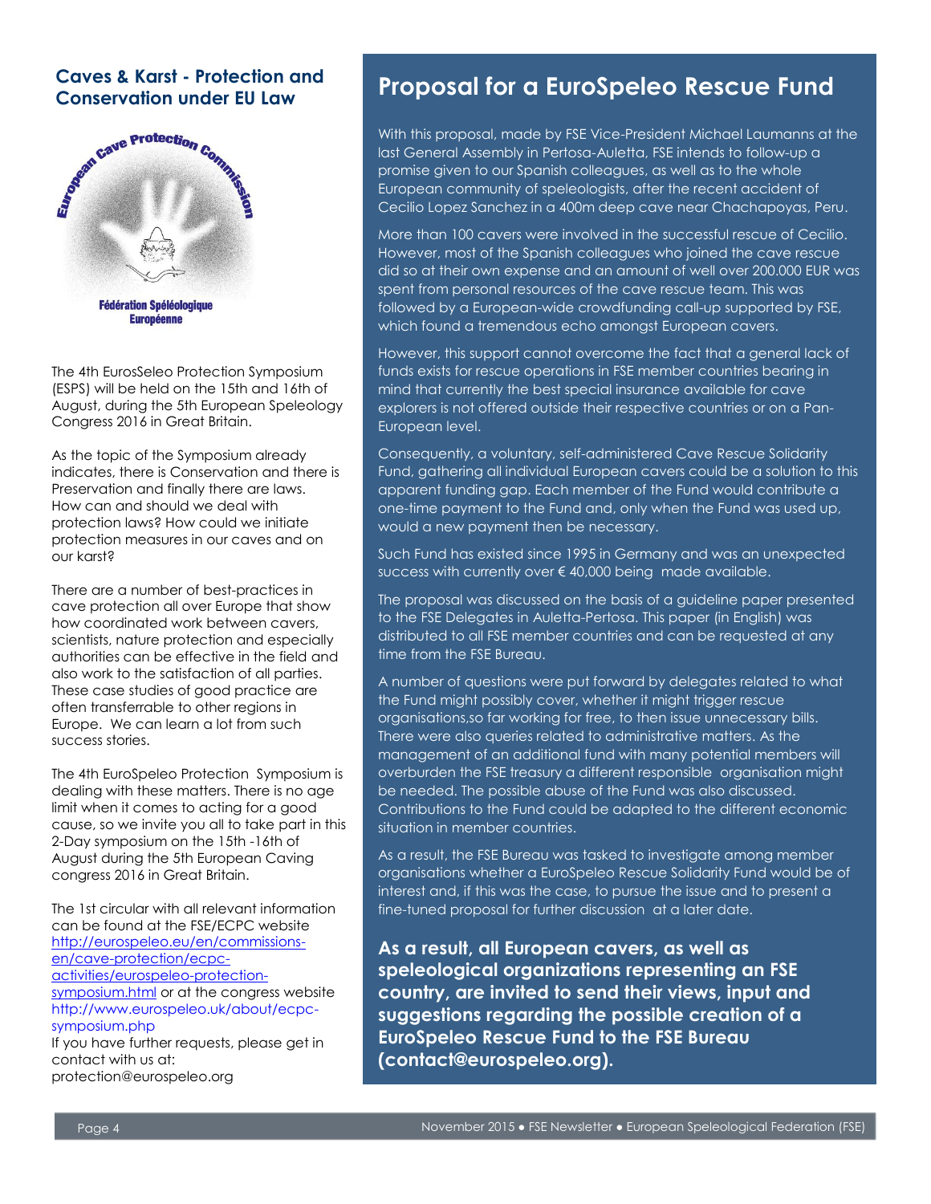## Caves & Karst - Protection and Conservation under EU Law

European Cave Protection Commission

Fédération Spéléologique Européenne

The 4th EurosSeleo Protection Symposium (ESPS) will be held on the 15th and 16th of August, during the 5th European Speleology Congress 2016 in Great Britain.

As the topic of the Symposium already indicates, there is Conservation and there is Preservation and finally there are laws. How can and should we deal with protection laws? How could we initiate protection measures in our caves and on our karst?

There are a number of best-practices in cave protection all over Europe that show how coordinated work between cavers, scientists, nature protection and especially authorities can be effective in the field and also work to the satisfaction of all parties. These case studies of good practice are often transferrable to other regions in Europe. We can learn a lot from such success stories.

The 4th EuroSpeleo Protection Symposium is dealing with these matters. There is no age limit when it comes to acting for a good cause, so we invite you all to take part in this 2-Day symposium on the 15th -16th of August during the 5th European Caving congress 2016 in Great Britain.

The 1st circular with all relevant information can be found at the FSE/ECPC website http://eurospeleo.eu/en/commissions-en/cave-protection/ecpc-activities/eurospeleo-protection-symposium.html or at the congress website http://www.eurospeleo.uk/about/ecpc-symposium.php
If you have further requests, please get in contact with us at:
protection@eurospeleo.org

## Proposal for a EuroSpeleo Rescue Fund

With this proposal, made by FSE Vice-President Michael Laumanns at the last General Assembly in Pertosa-Auletta, FSE intends to follow-up a promise given to our Spanish colleagues, as well as to the whole European community of speleologists, after the recent accident of Cecilio Lopez Sanchez in a 400m deep cave near Chachapoyas, Peru.

More than 100 cavers were involved in the successful rescue of Cecilio. However, most of the Spanish colleagues who joined the cave rescue did so at their own expense and an amount of well over 200.000 EUR was spent from personal resources of the cave rescue team. This was followed by a European-wide crowdfunding call-up supported by FSE, which found a tremendous echo amongst European cavers.

However, this support cannot overcome the fact that a general lack of funds exists for rescue operations in FSE member countries bearing in mind that currently the best special insurance available for cave explorers is not offered outside their respective countries or on a Pan-European level.

Consequently, a voluntary, self-administered Cave Rescue Solidarity Fund, gathering all individual European cavers could be a solution to this apparent funding gap. Each member of the Fund would contribute a one-time payment to the Fund and, only when the Fund was used up, would a new payment then be necessary.

Such Fund has existed since 1995 in Germany and was an unexpected success with currently over € 40,000 being made available.

The proposal was discussed on the basis of a guideline paper presented to the FSE Delegates in Auletta-Pertosa. This paper (in English) was distributed to all FSE member countries and can be requested at any time from the FSE Bureau.

A number of questions were put forward by delegates related to what the Fund might possibly cover, whether it might trigger rescue organisations,so far working for free, to then issue unnecessary bills. There were also queries related to administrative matters. As the management of an additional fund with many potential members will overburden the FSE treasury a different responsible organisation might be needed. The possible abuse of the Fund was also discussed. Contributions to the Fund could be adapted to the different economic situation in member countries.

As a result, the FSE Bureau was tasked to investigate among member organisations whether a EuroSpeleo Rescue Solidarity Fund would be of interest and, if this was the case, to pursue the issue and to present a fine-tuned proposal for further discussion at a later date.

**As a result, all European cavers, as well as speleological organizations representing an FSE country, are invited to send their views, input and suggestions regarding the possible creation of a EuroSpeleo Rescue Fund to the FSE Bureau (contact@eurospeleo.org).**